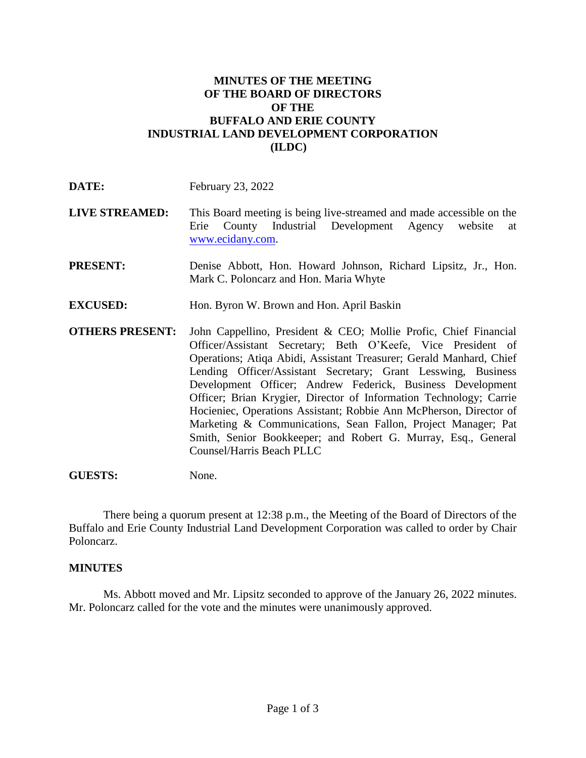# MINUTES OF THE MEETING OF THE BOARD OF DIRECTORS OF THE BUFFALO AND ERIE COUNTY INDUSTRIAL LAND DEVELOPMENT CORPORATION (ILDC)

**DATE:** February 23, 2022

**LIVE STREAMED:** This Board meeting is being live-streamed and made accessible on the Erie County Industrial Development Agency website at www.ecidany.com.

**PRESENT:** Denise Abbott, Hon. Howard Johnson, Richard Lipsitz, Jr., Hon. Mark C. Poloncarz and Hon. Maria Whyte

**EXCUSED:** Hon. Byron W. Brown and Hon. April Baskin

**OTHERS PRESENT:** John Cappellino, President & CEO; Mollie Profic, Chief Financial Officer/Assistant Secretary; Beth O'Keefe, Vice President of Operations; Atiqa Abidi, Assistant Treasurer; Gerald Manhard, Chief Lending Officer/Assistant Secretary; Grant Lesswing, Business Development Officer; Andrew Federick, Business Development Officer; Brian Krygier, Director of Information Technology; Carrie Hocieniec, Operations Assistant; Robbie Ann McPherson, Director of Marketing & Communications, Sean Fallon, Project Manager; Pat Smith, Senior Bookkeeper; and Robert G. Murray, Esq., General Counsel/Harris Beach PLLC

**GUESTS:** None.

There being a quorum present at 12:38 p.m., the Meeting of the Board of Directors of the Buffalo and Erie County Industrial Land Development Corporation was called to order by Chair Poloncarz.

## MINUTES

Ms. Abbott moved and Mr. Lipsitz seconded to approve of the January 26, 2022 minutes. Mr. Poloncarz called for the vote and the minutes were unanimously approved.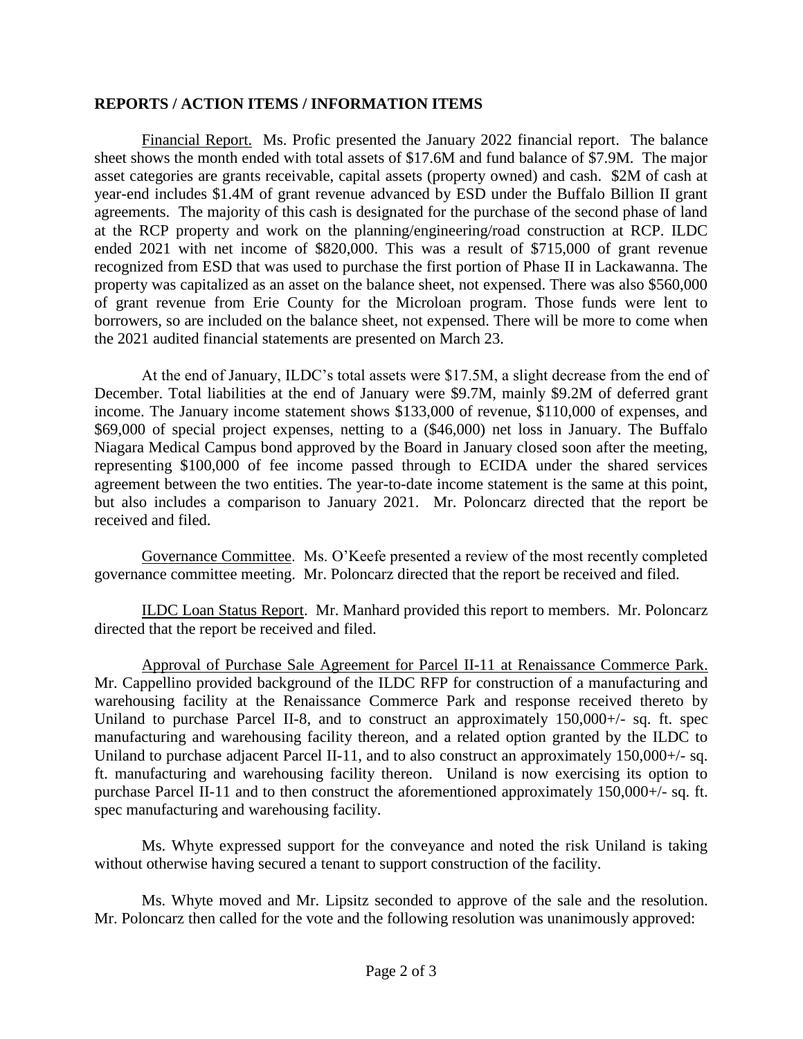## REPORTS / ACTION ITEMS / INFORMATION ITEMS

Financial Report. Ms. Profic presented the January 2022 financial report. The balance sheet shows the month ended with total assets of $17.6M and fund balance of $7.9M. The major asset categories are grants receivable, capital assets (property owned) and cash. $2M of cash at year-end includes $1.4M of grant revenue advanced by ESD under the Buffalo Billion II grant agreements. The majority of this cash is designated for the purchase of the second phase of land at the RCP property and work on the planning/engineering/road construction at RCP. ILDC ended 2021 with net income of $820,000. This was a result of $715,000 of grant revenue recognized from ESD that was used to purchase the first portion of Phase II in Lackawanna. The property was capitalized as an asset on the balance sheet, not expensed. There was also $560,000 of grant revenue from Erie County for the Microloan program. Those funds were lent to borrowers, so are included on the balance sheet, not expensed. There will be more to come when the 2021 audited financial statements are presented on March 23.

At the end of January, ILDC's total assets were $17.5M, a slight decrease from the end of December. Total liabilities at the end of January were $9.7M, mainly $9.2M of deferred grant income. The January income statement shows $133,000 of revenue, $110,000 of expenses, and $69,000 of special project expenses, netting to a ($46,000) net loss in January. The Buffalo Niagara Medical Campus bond approved by the Board in January closed soon after the meeting, representing $100,000 of fee income passed through to ECIDA under the shared services agreement between the two entities. The year-to-date income statement is the same at this point, but also includes a comparison to January 2021. Mr. Poloncarz directed that the report be received and filed.

Governance Committee. Ms. O'Keefe presented a review of the most recently completed governance committee meeting. Mr. Poloncarz directed that the report be received and filed.

ILDC Loan Status Report. Mr. Manhard provided this report to members. Mr. Poloncarz directed that the report be received and filed.

Approval of Purchase Sale Agreement for Parcel II-11 at Renaissance Commerce Park. Mr. Cappellino provided background of the ILDC RFP for construction of a manufacturing and warehousing facility at the Renaissance Commerce Park and response received thereto by Uniland to purchase Parcel II-8, and to construct an approximately 150,000+/- sq. ft. spec manufacturing and warehousing facility thereon, and a related option granted by the ILDC to Uniland to purchase adjacent Parcel II-11, and to also construct an approximately 150,000+/- sq. ft. manufacturing and warehousing facility thereon. Uniland is now exercising its option to purchase Parcel II-11 and to then construct the aforementioned approximately 150,000+/- sq. ft. spec manufacturing and warehousing facility.

Ms. Whyte expressed support for the conveyance and noted the risk Uniland is taking without otherwise having secured a tenant to support construction of the facility.

Ms. Whyte moved and Mr. Lipsitz seconded to approve of the sale and the resolution. Mr. Poloncarz then called for the vote and the following resolution was unanimously approved: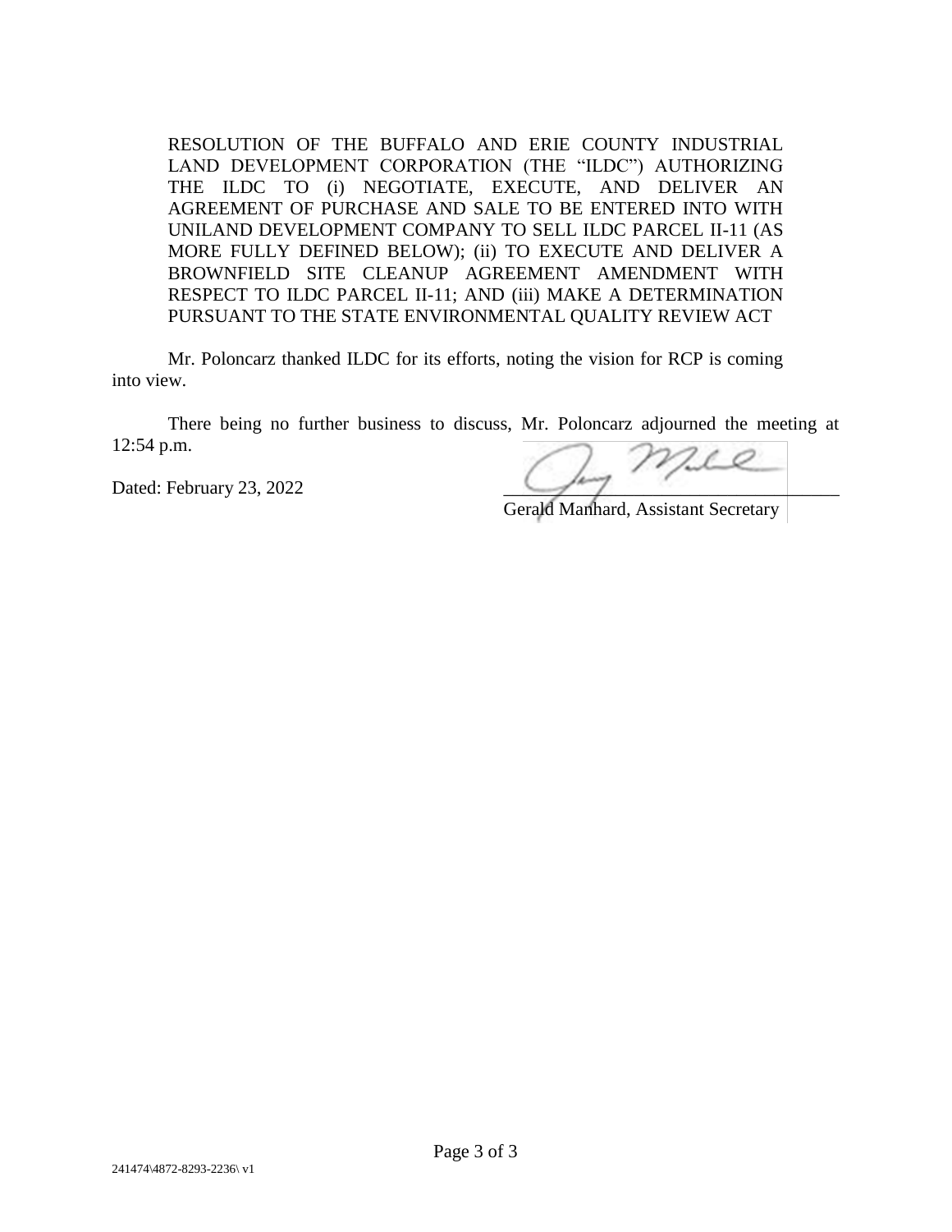RESOLUTION OF THE BUFFALO AND ERIE COUNTY INDUSTRIAL LAND DEVELOPMENT CORPORATION (THE "ILDC") AUTHORIZING THE ILDC TO (i) NEGOTIATE, EXECUTE, AND DELIVER AN AGREEMENT OF PURCHASE AND SALE TO BE ENTERED INTO WITH UNILAND DEVELOPMENT COMPANY TO SELL ILDC PARCEL II-11 (AS MORE FULLY DEFINED BELOW); (ii) TO EXECUTE AND DELIVER A BROWNFIELD SITE CLEANUP AGREEMENT AMENDMENT WITH RESPECT TO ILDC PARCEL II-11; AND (iii) MAKE A DETERMINATION PURSUANT TO THE STATE ENVIRONMENTAL QUALITY REVIEW ACT

Mr. Poloncarz thanked ILDC for its efforts, noting the vision for RCP is coming into view.

There being no further business to discuss, Mr. Poloncarz adjourned the meeting at 12:54 p.m.

Dated: February 23, 2022

\_\_\_\_\_\_\_\_\_\_\_\_\_\_\_\_\_\_\_\_\_\_\_\_\_\_\_\_\_\_\_\_

Gerald Manhard, Assistant Secretary

241474\4872-8293-2236\ v1